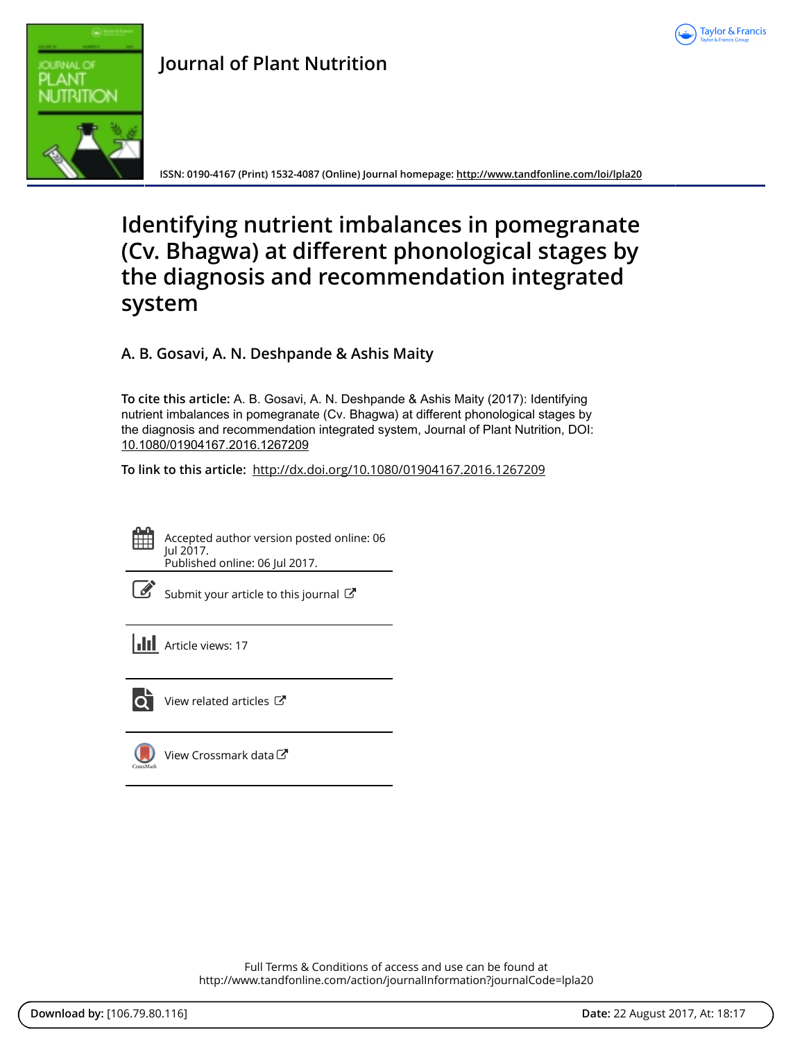# Journal of Plant Nutrition

ISSN: 0190-4167 (Print) 1532-4087 (Online) Journal homepage: http://www.tandfonline.com/loi/lpla20

## Identifying nutrient imbalances in pomegranate (Cv. Bhagwa) at different phonological stages by the diagnosis and recommendation integrated system

**A. B. Gosavi, A. N. Deshpande & Ashis Maity**

**To cite this article:** A. B. Gosavi, A. N. Deshpande & Ashis Maity (2017): Identifying nutrient imbalances in pomegranate (Cv. Bhagwa) at different phonological stages by the diagnosis and recommendation integrated system, Journal of Plant Nutrition, DOI: 10.1080/01904167.2016.1267209

**To link to this article:** http://dx.doi.org/10.1080/01904167.2016.1267209

Accepted author version posted online: 06 Jul 2017.
Published online: 06 Jul 2017.

Submit your article to this journal

Article views: 17

View related articles

View Crossmark data

Full Terms & Conditions of access and use can be found at
http://www.tandfonline.com/action/journalInformation?journalCode=lpla20

**Download by:** [106.79.80.116] **Date:** 22 August 2017, At: 18:17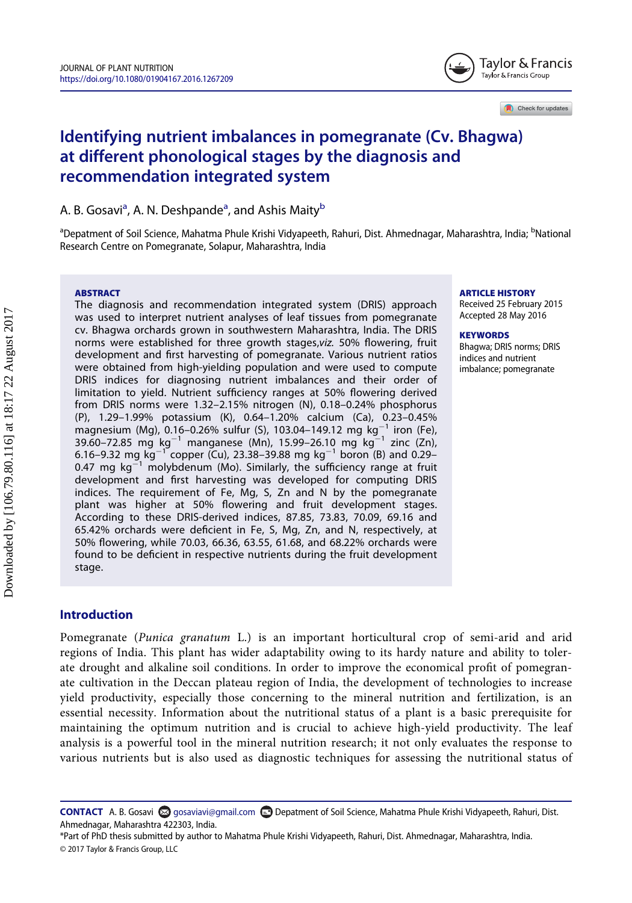# Identifying nutrient imbalances in pomegranate (Cv. Bhagwa) at different phonological stages by the diagnosis and recommendation integrated system

A. B. Gosavi[a], A. N. Deshpande[a], and Ashis Maity[b]

[a]Depatment of Soil Science, Mahatma Phule Krishi Vidyapeeth, Rahuri, Dist. Ahmednagar, Maharashtra, India; [b]National Research Centre on Pomegranate, Solapur, Maharashtra, India

## ABSTRACT

The diagnosis and recommendation integrated system (DRIS) approach was used to interpret nutrient analyses of leaf tissues from pomegranate cv. Bhagwa orchards grown in southwestern Maharashtra, India. The DRIS norms were established for three growth stages,*viz.* 50% flowering, fruit development and first harvesting of pomegranate. Various nutrient ratios were obtained from high-yielding population and were used to compute DRIS indices for diagnosing nutrient imbalances and their order of limitation to yield. Nutrient sufficiency ranges at 50% flowering derived from DRIS norms were 1.32–2.15% nitrogen (N), 0.18–0.24% phosphorus (P), 1.29–1.99% potassium (K), 0.64–1.20% calcium (Ca), 0.23–0.45% magnesium (Mg), 0.16–0.26% sulfur (S), 103.04–149.12 mg $kg^{-1}$ iron (Fe), 39.60–72.85 mg $kg^{-1}$ manganese (Mn), 15.99–26.10 mg $kg^{-1}$ zinc (Zn), 6.16–9.32 mg $kg^{-1}$ copper (Cu), 23.38–39.88 mg $kg^{-1}$ boron (B) and 0.29–0.47 mg $kg^{-1}$ molybdenum (Mo). Similarly, the sufficiency range at fruit development and first harvesting was developed for computing DRIS indices. The requirement of Fe, Mg, S, Zn and N by the pomegranate plant was higher at 50% flowering and fruit development stages. According to these DRIS-derived indices, 87.85, 73.83, 70.09, 69.16 and 65.42% orchards were deficient in Fe, S, Mg, Zn, and N, respectively, at 50% flowering, while 70.03, 66.36, 63.55, 61.68, and 68.22% orchards were found to be deficient in respective nutrients during the fruit development stage.

**ARTICLE HISTORY**
Received 25 February 2015
Accepted 28 May 2016

**KEYWORDS**
Bhagwa; DRIS norms; DRIS indices and nutrient imbalance; pomegranate

## Introduction

Pomegranate (*Punica granatum* L.) is an important horticultural crop of semi-arid and arid regions of India. This plant has wider adaptability owing to its hardy nature and ability to tolerate drought and alkaline soil conditions. In order to improve the economical profit of pomegranate cultivation in the Deccan plateau region of India, the development of technologies to increase yield productivity, especially those concerning to the mineral nutrition and fertilization, is an essential necessity. Information about the nutritional status of a plant is a basic prerequisite for maintaining the optimum nutrition and is crucial to achieve high-yield productivity. The leaf analysis is a powerful tool in the mineral nutrition research; it not only evaluates the response to various nutrients but is also used as diagnostic techniques for assessing the nutritional status of

**CONTACT** A. B. Gosavi gosaviavi@gmail.com Depatment of Soil Science, Mahatma Phule Krishi Vidyapeeth, Rahuri, Dist. Ahmednagar, Maharashtra 422303, India.

*Part of PhD thesis submitted by author to Mahatma Phule Krishi Vidyapeeth, Rahuri, Dist. Ahmednagar, Maharashtra, India.

© 2017 Taylor & Francis Group, LLC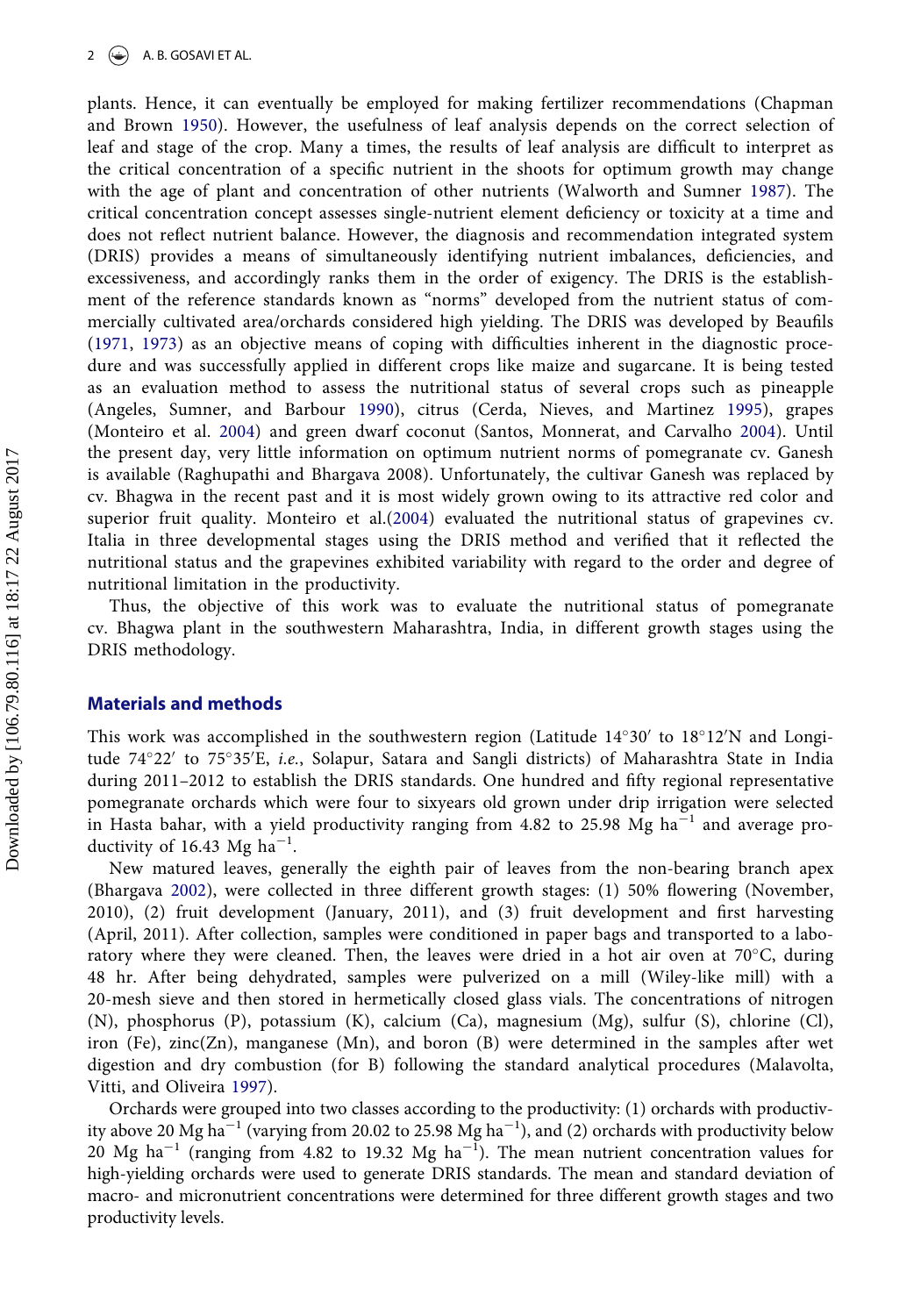plants. Hence, it can eventually be employed for making fertilizer recommendations (Chapman and Brown 1950). However, the usefulness of leaf analysis depends on the correct selection of leaf and stage of the crop. Many a times, the results of leaf analysis are difficult to interpret as the critical concentration of a specific nutrient in the shoots for optimum growth may change with the age of plant and concentration of other nutrients (Walworth and Sumner 1987). The critical concentration concept assesses single-nutrient element deficiency or toxicity at a time and does not reflect nutrient balance. However, the diagnosis and recommendation integrated system (DRIS) provides a means of simultaneously identifying nutrient imbalances, deficiencies, and excessiveness, and accordingly ranks them in the order of exigency. The DRIS is the establishment of the reference standards known as "norms" developed from the nutrient status of commercially cultivated area/orchards considered high yielding. The DRIS was developed by Beaufils (1971, 1973) as an objective means of coping with difficulties inherent in the diagnostic procedure and was successfully applied in different crops like maize and sugarcane. It is being tested as an evaluation method to assess the nutritional status of several crops such as pineapple (Angeles, Sumner, and Barbour 1990), citrus (Cerda, Nieves, and Martinez 1995), grapes (Monteiro et al. 2004) and green dwarf coconut (Santos, Monnerat, and Carvalho 2004). Until the present day, very little information on optimum nutrient norms of pomegranate cv. Ganesh is available (Raghupathi and Bhargava 2008). Unfortunately, the cultivar Ganesh was replaced by cv. Bhagwa in the recent past and it is most widely grown owing to its attractive red color and superior fruit quality. Monteiro et al.(2004) evaluated the nutritional status of grapevines cv. Italia in three developmental stages using the DRIS method and verified that it reflected the nutritional status and the grapevines exhibited variability with regard to the order and degree of nutritional limitation in the productivity.

Thus, the objective of this work was to evaluate the nutritional status of pomegranate cv. Bhagwa plant in the southwestern Maharashtra, India, in different growth stages using the DRIS methodology.

## Materials and methods

This work was accomplished in the southwestern region (Latitude 14°30′ to 18°12′N and Longitude 74°22′ to 75°35′E, *i.e.*, Solapur, Satara and Sangli districts) of Maharashtra State in India during 2011–2012 to establish the DRIS standards. One hundred and fifty regional representative pomegranate orchards which were four to sixyears old grown under drip irrigation were selected in Hasta bahar, with a yield productivity ranging from 4.82 to 25.98 Mg $ha^{-1}$ and average productivity of 16.43 Mg $ha^{-1}$.

New matured leaves, generally the eighth pair of leaves from the non-bearing branch apex (Bhargava 2002), were collected in three different growth stages: (1) 50% flowering (November, 2010), (2) fruit development (January, 2011), and (3) fruit development and first harvesting (April, 2011). After collection, samples were conditioned in paper bags and transported to a laboratory where they were cleaned. Then, the leaves were dried in a hot air oven at 70°C, during 48 hr. After being dehydrated, samples were pulverized on a mill (Wiley-like mill) with a 20-mesh sieve and then stored in hermetically closed glass vials. The concentrations of nitrogen (N), phosphorus (P), potassium (K), calcium (Ca), magnesium (Mg), sulfur (S), chlorine (Cl), iron (Fe), zinc(Zn), manganese (Mn), and boron (B) were determined in the samples after wet digestion and dry combustion (for B) following the standard analytical procedures (Malavolta, Vitti, and Oliveira 1997).

Orchards were grouped into two classes according to the productivity: (1) orchards with productivity above 20 Mg $ha^{-1}$ (varying from 20.02 to 25.98 Mg $ha^{-1}$), and (2) orchards with productivity below 20 Mg $ha^{-1}$ (ranging from 4.82 to 19.32 Mg $ha^{-1}$). The mean nutrient concentration values for high-yielding orchards were used to generate DRIS standards. The mean and standard deviation of macro- and micronutrient concentrations were determined for three different growth stages and two productivity levels.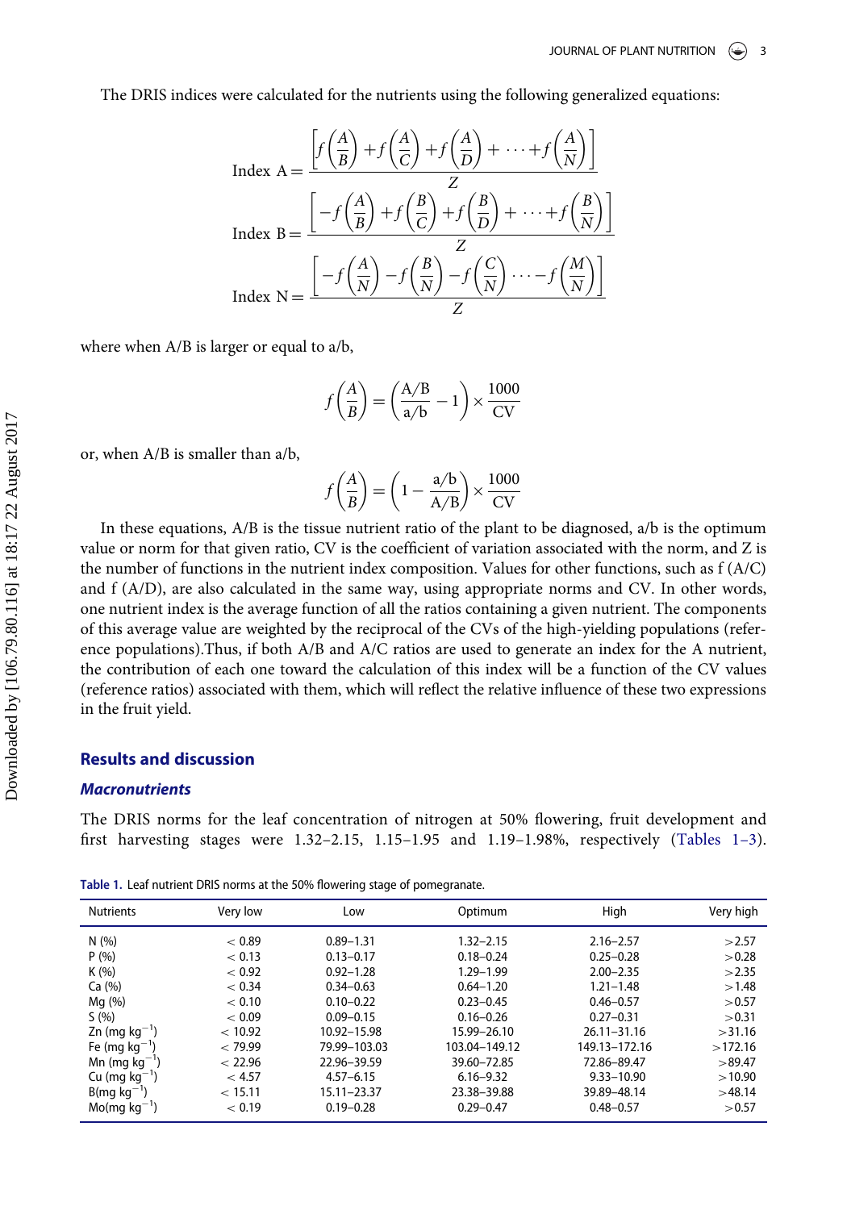The DRIS indices were calculated for the nutrients using the following generalized equations:

$$\text{Index A} = \frac{\left[f\left(\frac{A}{B}\right) + f\left(\frac{A}{C}\right) + f\left(\frac{A}{D}\right) + \cdots + f\left(\frac{A}{N}\right)\right]}{Z}$$

$$\text{Index B} = \frac{\left[-f\left(\frac{A}{B}\right) + f\left(\frac{B}{C}\right) + f\left(\frac{B}{D}\right) + \cdots + f\left(\frac{B}{N}\right)\right]}{Z}$$

$$\text{Index N} = \frac{\left[-f\left(\frac{A}{N}\right) - f\left(\frac{B}{N}\right) - f\left(\frac{C}{N}\right) \cdots - f\left(\frac{M}{N}\right)\right]}{Z}$$

where when A/B is larger or equal to a/b,

$$f\left(\frac{A}{B}\right) = \left(\frac{A/B}{a/b} - 1\right) \times \frac{1000}{CV}$$

or, when A/B is smaller than a/b,

$$f\left(\frac{A}{B}\right) = \left(1 - \frac{a/b}{A/B}\right) \times \frac{1000}{CV}$$

In these equations, A/B is the tissue nutrient ratio of the plant to be diagnosed, a/b is the optimum value or norm for that given ratio, CV is the coefficient of variation associated with the norm, and Z is the number of functions in the nutrient index composition. Values for other functions, such as f (A/C) and f (A/D), are also calculated in the same way, using appropriate norms and CV. In other words, one nutrient index is the average function of all the ratios containing a given nutrient. The components of this average value are weighted by the reciprocal of the CVs of the high-yielding populations (reference populations).Thus, if both A/B and A/C ratios are used to generate an index for the A nutrient, the contribution of each one toward the calculation of this index will be a function of the CV values (reference ratios) associated with them, which will reflect the relative influence of these two expressions in the fruit yield.

## Results and discussion

### Macronutrients

The DRIS norms for the leaf concentration of nitrogen at 50% flowering, fruit development and first harvesting stages were 1.32–2.15, 1.15–1.95 and 1.19–1.98%, respectively (Tables 1–3).

**Table 1.** Leaf nutrient DRIS norms at the 50% flowering stage of pomegranate.

| Nutrients | Very low | Low | Optimum | High | Very high |
|---|---|---|---|---|---|
| N (%) | < 0.89 | 0.89–1.31 | 1.32–2.15 | 2.16–2.57 | >2.57 |
| P (%) | < 0.13 | 0.13–0.17 | 0.18–0.24 | 0.25–0.28 | >0.28 |
| K (%) | < 0.92 | 0.92–1.28 | 1.29–1.99 | 2.00–2.35 | >2.35 |
| Ca (%) | < 0.34 | 0.34–0.63 | 0.64–1.20 | 1.21–1.48 | >1.48 |
| Mg (%) | < 0.10 | 0.10–0.22 | 0.23–0.45 | 0.46–0.57 | >0.57 |
| S (%) | < 0.09 | 0.09–0.15 | 0.16–0.26 | 0.27–0.31 | >0.31 |
| Zn (mg $kg^{-1}$) | < 10.92 | 10.92–15.98 | 15.99–26.10 | 26.11–31.16 | >31.16 |
| Fe (mg $kg^{-1}$) | < 79.99 | 79.99–103.03 | 103.04–149.12 | 149.13–172.16 | >172.16 |
| Mn (mg $kg^{-1}$) | < 22.96 | 22.96–39.59 | 39.60–72.85 | 72.86–89.47 | >89.47 |
| Cu (mg $kg^{-1}$) | < 4.57 | 4.57–6.15 | 6.16–9.32 | 9.33–10.90 | >10.90 |
| B(mg $kg^{-1}$) | < 15.11 | 15.11–23.37 | 23.38–39.88 | 39.89–48.14 | >48.14 |
| Mo(mg $kg^{-1}$) | < 0.19 | 0.19–0.28 | 0.29–0.47 | 0.48–0.57 | >0.57 |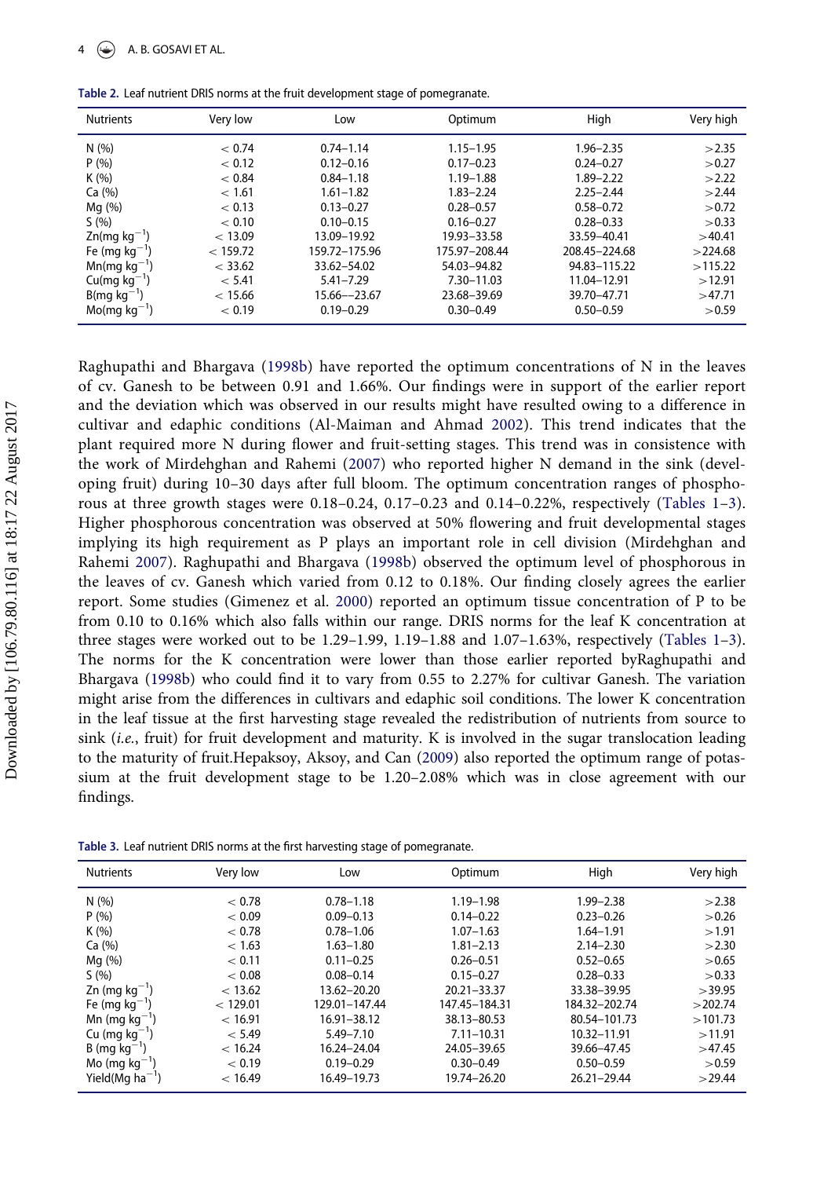Table 2. Leaf nutrient DRIS norms at the fruit development stage of pomegranate.

| Nutrients | Very low | Low | Optimum | High | Very high |
|---|---|---|---|---|---|
| N (%) | < 0.74 | 0.74–1.14 | 1.15–1.95 | 1.96–2.35 | >2.35 |
| P (%) | < 0.12 | 0.12–0.16 | 0.17–0.23 | 0.24–0.27 | >0.27 |
| K (%) | < 0.84 | 0.84–1.18 | 1.19–1.88 | 1.89–2.22 | >2.22 |
| Ca (%) | < 1.61 | 1.61–1.82 | 1.83–2.24 | 2.25–2.44 | >2.44 |
| Mg (%) | < 0.13 | 0.13–0.27 | 0.28–0.57 | 0.58–0.72 | >0.72 |
| S (%) | < 0.10 | 0.10–0.15 | 0.16–0.27 | 0.28–0.33 | >0.33 |
| Zn(mg kg$^{-1}$) | < 13.09 | 13.09–19.92 | 19.93–33.58 | 33.59–40.41 | >40.41 |
| Fe (mg kg$^{-1}$) | < 159.72 | 159.72–175.96 | 175.97–208.44 | 208.45–224.68 | >224.68 |
| Mn(mg kg$^{-1}$) | < 33.62 | 33.62–54.02 | 54.03–94.82 | 94.83–115.22 | >115.22 |
| Cu(mg kg$^{-1}$) | < 5.41 | 5.41–7.29 | 7.30–11.03 | 11.04–12.91 | >12.91 |
| B(mg kg$^{-1}$) | < 15.66 | 15.66–-23.67 | 23.68–39.69 | 39.70–47.71 | >47.71 |
| Mo(mg kg$^{-1}$) | < 0.19 | 0.19–0.29 | 0.30–0.49 | 0.50–0.59 | >0.59 |

Raghupathi and Bhargava (1998b) have reported the optimum concentrations of N in the leaves of cv. Ganesh to be between 0.91 and 1.66%. Our findings were in support of the earlier report and the deviation which was observed in our results might have resulted owing to a difference in cultivar and edaphic conditions (Al-Maiman and Ahmad 2002). This trend indicates that the plant required more N during flower and fruit-setting stages. This trend was in consistence with the work of Mirdeghan and Rahemi (2007) who reported higher N demand in the sink (developing fruit) during 10–30 days after full bloom. The optimum concentration ranges of phosphorous at three growth stages were 0.18–0.24, 0.17–0.23 and 0.14–0.22%, respectively (Tables 1–3). Higher phosphorous concentration was observed at 50% flowering and fruit developmental stages implying its high requirement as P plays an important role in cell division (Mirdehghan and Rahemi 2007). Raghupathi and Bhargava (1998b) observed the optimum level of phosphorous in the leaves of cv. Ganesh which varied from 0.12 to 0.18%. Our finding closely agrees the earlier report. Some studies (Gimenez et al. 2000) reported an optimum tissue concentration of P to be from 0.10 to 0.16% which also falls within our range. DRIS norms for the leaf K concentration at three stages were worked out to be 1.29–1.99, 1.19–1.88 and 1.07–1.63%, respectively (Tables 1–3). The norms for the K concentration were lower than those earlier reported byRaghupathi and Bhargava (1998b) who could find it to vary from 0.55 to 2.27% for cultivar Ganesh. The variation might arise from the differences in cultivars and edaphic soil conditions. The lower K concentration in the leaf tissue at the first harvesting stage revealed the redistribution of nutrients from source to sink (*i.e.*, fruit) for fruit development and maturity. K is involved in the sugar translocation leading to the maturity of fruit.Hepaksoy, Aksoy, and Can (2009) also reported the optimum range of potassium at the fruit development stage to be 1.20–2.08% which was in close agreement with our findings.

Table 3. Leaf nutrient DRIS norms at the first harvesting stage of pomegranate.

| Nutrients | Very low | Low | Optimum | High | Very high |
|---|---|---|---|---|---|
| N (%) | < 0.78 | 0.78–1.18 | 1.19–1.98 | 1.99–2.38 | >2.38 |
| P (%) | < 0.09 | 0.09–0.13 | 0.14–0.22 | 0.23–0.26 | >0.26 |
| K (%) | < 0.78 | 0.78–1.06 | 1.07–1.63 | 1.64–1.91 | >1.91 |
| Ca (%) | < 1.63 | 1.63–1.80 | 1.81–2.13 | 2.14–2.30 | >2.30 |
| Mg (%) | < 0.11 | 0.11–0.25 | 0.26–0.51 | 0.52–0.65 | >0.65 |
| S (%) | < 0.08 | 0.08–0.14 | 0.15–0.27 | 0.28–0.33 | >0.33 |
| Zn (mg kg$^{-1}$) | < 13.62 | 13.62–20.20 | 20.21–33.37 | 33.38–39.95 | >39.95 |
| Fe (mg kg$^{-1}$) | < 129.01 | 129.01–147.44 | 147.45–184.31 | 184.32–202.74 | >202.74 |
| Mn (mg kg$^{-1}$) | < 16.91 | 16.91–38.12 | 38.13–80.53 | 80.54–101.73 | >101.73 |
| Cu (mg kg$^{-1}$) | < 5.49 | 5.49–7.10 | 7.11–10.31 | 10.32–11.91 | >11.91 |
| B (mg kg$^{-1}$) | < 16.24 | 16.24–24.04 | 24.05–39.65 | 39.66–47.45 | >47.45 |
| Mo (mg kg$^{-1}$) | < 0.19 | 0.19–0.29 | 0.30–0.49 | 0.50–0.59 | >0.59 |
| Yield(Mg ha$^{-1}$) | < 16.49 | 16.49–19.73 | 19.74–26.20 | 26.21–29.44 | >29.44 |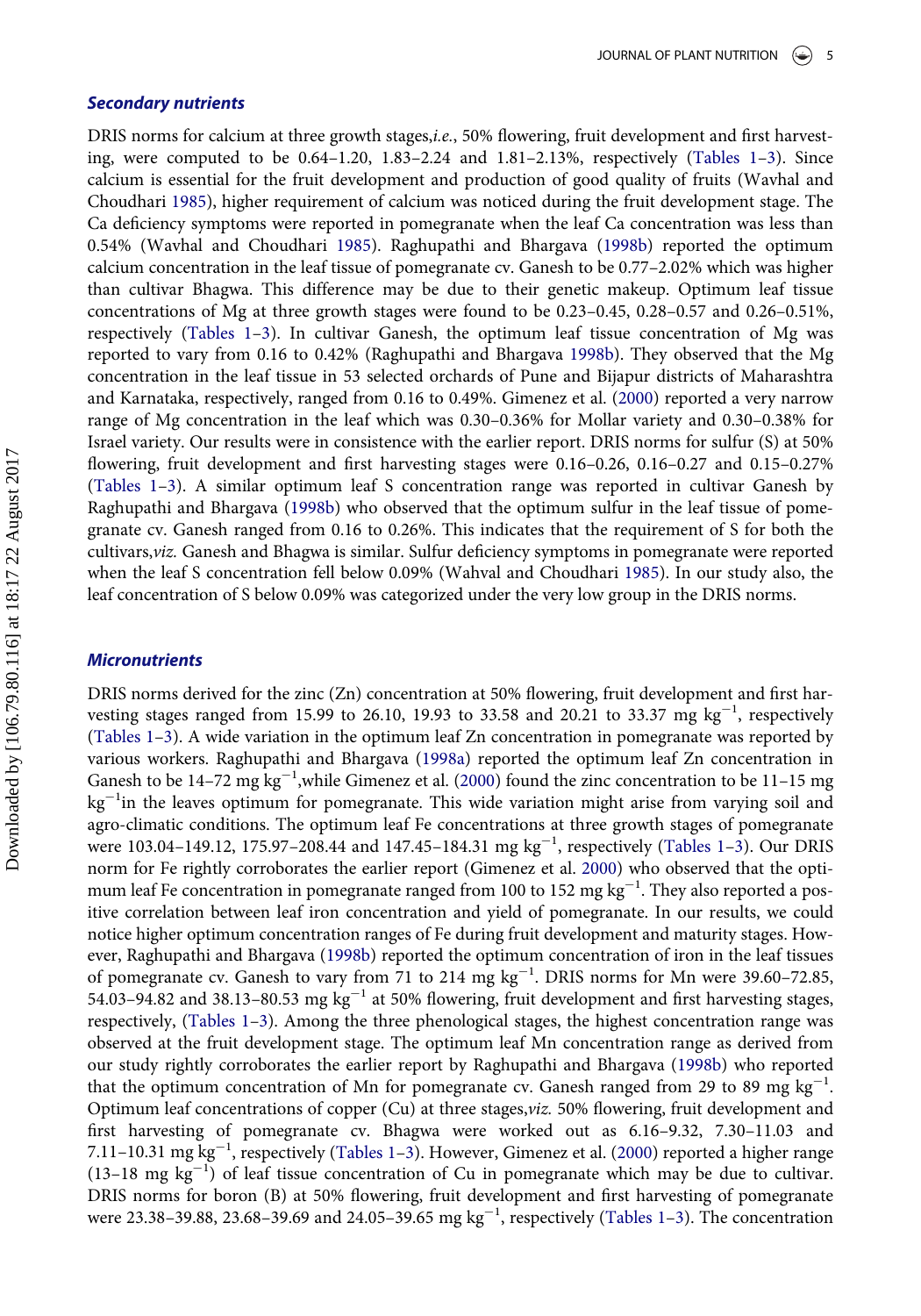### ***Secondary nutrients***

DRIS norms for calcium at three growth stages,*i.e.*, 50% flowering, fruit development and first harvesting, were computed to be 0.64–1.20, 1.83–2.24 and 1.81–2.13%, respectively (Tables 1–3). Since calcium is essential for the fruit development and production of good quality of fruits (Wavhal and Choudhari 1985), higher requirement of calcium was noticed during the fruit development stage. The Ca deficiency symptoms were reported in pomegranate when the leaf Ca concentration was less than 0.54% (Wavhal and Choudhari 1985). Raghupathi and Bhargava (1998b) reported the optimum calcium concentration in the leaf tissue of pomegranate cv. Ganesh to be 0.77–2.02% which was higher than cultivar Bhagwa. This difference may be due to their genetic makeup. Optimum leaf tissue concentrations of Mg at three growth stages were found to be 0.23–0.45, 0.28–0.57 and 0.26–0.51%, respectively (Tables 1–3). In cultivar Ganesh, the optimum leaf tissue concentration of Mg was reported to vary from 0.16 to 0.42% (Raghupathi and Bhargava 1998b). They observed that the Mg concentration in the leaf tissue in 53 selected orchards of Pune and Bijapur districts of Maharashtra and Karnataka, respectively, ranged from 0.16 to 0.49%. Gimenez et al. (2000) reported a very narrow range of Mg concentration in the leaf which was 0.30–0.36% for Mollar variety and 0.30–0.38% for Israel variety. Our results were in consistence with the earlier report. DRIS norms for sulfur (S) at 50% flowering, fruit development and first harvesting stages were 0.16–0.26, 0.16–0.27 and 0.15–0.27% (Tables 1–3). A similar optimum leaf S concentration range was reported in cultivar Ganesh by Raghupathi and Bhargava (1998b) who observed that the optimum sulfur in the leaf tissue of pomegranate cv. Ganesh ranged from 0.16 to 0.26%. This indicates that the requirement of S for both the cultivars,*viz.* Ganesh and Bhagwa is similar. Sulfur deficiency symptoms in pomegranate were reported when the leaf S concentration fell below 0.09% (Wahval and Choudhari 1985). In our study also, the leaf concentration of S below 0.09% was categorized under the very low group in the DRIS norms.

### ***Micronutrients***

DRIS norms derived for the zinc (Zn) concentration at 50% flowering, fruit development and first harvesting stages ranged from 15.99 to 26.10, 19.93 to 33.58 and 20.21 to 33.37 mg $kg^{-1}$, respectively (Tables 1–3). A wide variation in the optimum leaf Zn concentration in pomegranate was reported by various workers. Raghupathi and Bhargava (1998a) reported the optimum leaf Zn concentration in Ganesh to be 14–72 mg $kg^{-1}$,while Gimenez et al. (2000) found the zinc concentration to be 11–15 mg $kg^{-1}$in the leaves optimum for pomegranate. This wide variation might arise from varying soil and agro-climatic conditions. The optimum leaf Fe concentrations at three growth stages of pomegranate were 103.04–149.12, 175.97–208.44 and 147.45–184.31 mg $kg^{-1}$, respectively (Tables 1–3). Our DRIS norm for Fe rightly corroborates the earlier report (Gimenez et al. 2000) who observed that the optimum leaf Fe concentration in pomegranate ranged from 100 to 152 mg $kg^{-1}$. They also reported a positive correlation between leaf iron concentration and yield of pomegranate. In our results, we could notice higher optimum concentration ranges of Fe during fruit development and maturity stages. However, Raghupathi and Bhargava (1998b) reported the optimum concentration of iron in the leaf tissues of pomegranate cv. Ganesh to vary from 71 to 214 mg $kg^{-1}$. DRIS norms for Mn were 39.60–72.85, 54.03–94.82 and 38.13–80.53 mg $kg^{-1}$ at 50% flowering, fruit development and first harvesting stages, respectively, (Tables 1–3). Among the three phenological stages, the highest concentration range was observed at the fruit development stage. The optimum leaf Mn concentration range as derived from our study rightly corroborates the earlier report by Raghupathi and Bhargava (1998b) who reported that the optimum concentration of Mn for pomegranate cv. Ganesh ranged from 29 to 89 mg $kg^{-1}$. Optimum leaf concentrations of copper (Cu) at three stages,*viz.* 50% flowering, fruit development and first harvesting of pomegranate cv. Bhagwa were worked out as 6.16–9.32, 7.30–11.03 and 7.11–10.31 mg $kg^{-1}$, respectively (Tables 1–3). However, Gimenez et al. (2000) reported a higher range (13–18 mg $kg^{-1}$) of leaf tissue concentration of Cu in pomegranate which may be due to cultivar. DRIS norms for boron (B) at 50% flowering, fruit development and first harvesting of pomegranate were 23.38–39.88, 23.68–39.69 and 24.05–39.65 mg $kg^{-1}$, respectively (Tables 1–3). The concentration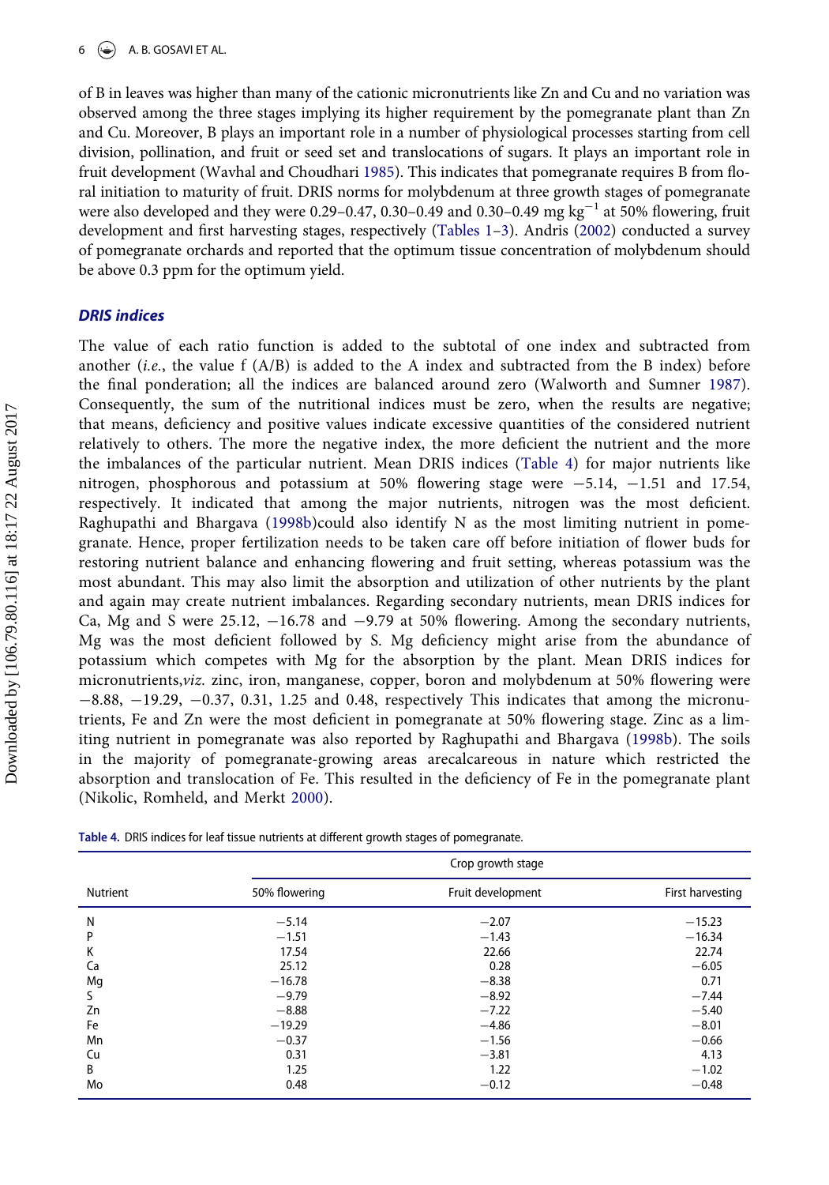of B in leaves was higher than many of the cationic micronutrients like Zn and Cu and no variation was observed among the three stages implying its higher requirement by the pomegranate plant than Zn and Cu. Moreover, B plays an important role in a number of physiological processes starting from cell division, pollination, and fruit or seed set and translocations of sugars. It plays an important role in fruit development (Wavhal and Choudhari 1985). This indicates that pomegranate requires B from floral initiation to maturity of fruit. DRIS norms for molybdenum at three growth stages of pomegranate were also developed and they were 0.29–0.47, 0.30–0.49 and 0.30–0.49 mg kg$^{-1}$ at 50% flowering, fruit development and first harvesting stages, respectively (Tables 1–3). Andris (2002) conducted a survey of pomegranate orchards and reported that the optimum tissue concentration of molybdenum should be above 0.3 ppm for the optimum yield.

### DRIS indices

The value of each ratio function is added to the subtotal of one index and subtracted from another (*i.e.*, the value f (A/B) is added to the A index and subtracted from the B index) before the final ponderation; all the indices are balanced around zero (Walworth and Sumner 1987). Consequently, the sum of the nutritional indices must be zero, when the results are negative; that means, deficiency and positive values indicate excessive quantities of the considered nutrient relatively to others. The more the negative index, the more deficient the nutrient and the more the imbalances of the particular nutrient. Mean DRIS indices (Table 4) for major nutrients like nitrogen, phosphorous and potassium at 50% flowering stage were −5.14, −1.51 and 17.54, respectively. It indicated that among the major nutrients, nitrogen was the most deficient. Raghupathi and Bhargava (1998b)could also identify N as the most limiting nutrient in pomegranate. Hence, proper fertilization needs to be taken care off before initiation of flower buds for restoring nutrient balance and enhancing flowering and fruit setting, whereas potassium was the most abundant. This may also limit the absorption and utilization of other nutrients by the plant and again may create nutrient imbalances. Regarding secondary nutrients, mean DRIS indices for Ca, Mg and S were 25.12, −16.78 and −9.79 at 50% flowering. Among the secondary nutrients, Mg was the most deficient followed by S. Mg deficiency might arise from the abundance of potassium which competes with Mg for the absorption by the plant. Mean DRIS indices for micronutrients,*viz.* zinc, iron, manganese, copper, boron and molybdenum at 50% flowering were −8.88, −19.29, −0.37, 0.31, 1.25 and 0.48, respectively This indicates that among the micronutrients, Fe and Zn were the most deficient in pomegranate at 50% flowering stage. Zinc as a limiting nutrient in pomegranate was also reported by Raghupathi and Bhargava (1998b). The soils in the majority of pomegranate-growing areas arecalcareous in nature which restricted the absorption and translocation of Fe. This resulted in the deficiency of Fe in the pomegranate plant (Nikolic, Romheld, and Merkt 2000).

**Table 4.** DRIS indices for leaf tissue nutrients at different growth stages of pomegranate.

| | Crop growth stage | | |
|---|---|---|---|
| Nutrient | 50% flowering | Fruit development | First harvesting |
| N | −5.14 | −2.07 | −15.23 |
| P | −1.51 | −1.43 | −16.34 |
| K | 17.54 | 22.66 | 22.74 |
| Ca | 25.12 | 0.28 | −6.05 |
| Mg | −16.78 | −8.38 | 0.71 |
| S | −9.79 | −8.92 | −7.44 |
| Zn | −8.88 | −7.22 | −5.40 |
| Fe | −19.29 | −4.86 | −8.01 |
| Mn | −0.37 | −1.56 | −0.66 |
| Cu | 0.31 | −3.81 | 4.13 |
| B | 1.25 | 1.22 | −1.02 |
| Mo | 0.48 | −0.12 | −0.48 |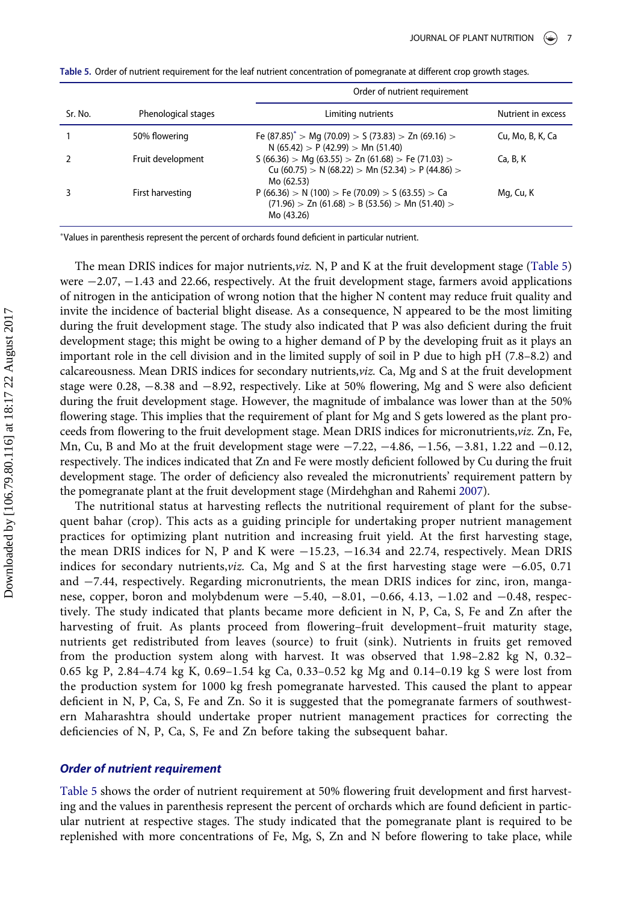**Table 5.** Order of nutrient requirement for the leaf nutrient concentration of pomegranate at different crop growth stages.

| Sr. No. | Phenological stages | Order of nutrient requirement | |
|---|---|---|---|
| | | Limiting nutrients | Nutrient in excess |
| 1 | 50% flowering | Fe (87.85)* > Mg (70.09) > S (73.83) > Zn (69.16) > N (65.42) > P (42.99) > Mn (51.40) | Cu, Mo, B, K, Ca |
| 2 | Fruit development | S (66.36) > Mg (63.55) > Zn (61.68) > Fe (71.03) > Cu (60.75) > N (68.22) > Mn (52.34) > P (44.86) > Mo (62.53) | Ca, B, K |
| 3 | First harvesting | P (66.36) > N (100) > Fe (70.09) > S (63.55) > Ca (71.96) > Zn (61.68) > B (53.56) > Mn (51.40) > Mo (43.26) | Mg, Cu, K |

*Values in parenthesis represent the percent of orchards found deficient in particular nutrient.

The mean DRIS indices for major nutrients, *viz.* N, P and K at the fruit development stage (Table 5) were −2.07, −1.43 and 22.66, respectively. At the fruit development stage, farmers avoid applications of nitrogen in the anticipation of wrong notion that the higher N content may reduce fruit quality and invite the incidence of bacterial blight disease. As a consequence, N appeared to be the most limiting during the fruit development stage. The study also indicated that P was also deficient during the fruit development stage; this might be owing to a higher demand of P by the developing fruit as it plays an important role in the cell division and in the limited supply of soil in P due to high pH (7.8–8.2) and calcareousness. Mean DRIS indices for secondary nutrients, *viz.* Ca, Mg and S at the fruit development stage were 0.28, −8.38 and −8.92, respectively. Like at 50% flowering, Mg and S were also deficient during the fruit development stage. However, the magnitude of imbalance was lower than at the 50% flowering stage. This implies that the requirement of plant for Mg and S gets lowered as the plant proceeds from flowering to the fruit development stage. Mean DRIS indices for micronutrients, *viz.* Zn, Fe, Mn, Cu, B and Mo at the fruit development stage were −7.22, −4.86, −1.56, −3.81, 1.22 and −0.12, respectively. The indices indicated that Zn and Fe were mostly deficient followed by Cu during the fruit development stage. The order of deficiency also revealed the micronutrients' requirement pattern by the pomegranate plant at the fruit development stage (Mirdehghan and Rahemi 2007).

The nutritional status at harvesting reflects the nutritional requirement of plant for the subsequent bahar (crop). This acts as a guiding principle for undertaking proper nutrient management practices for optimizing plant nutrition and increasing fruit yield. At the first harvesting stage, the mean DRIS indices for N, P and K were −15.23, −16.34 and 22.74, respectively. Mean DRIS indices for secondary nutrients, *viz.* Ca, Mg and S at the first harvesting stage were −6.05, 0.71 and −7.44, respectively. Regarding micronutrients, the mean DRIS indices for zinc, iron, manganese, copper, boron and molybdenum were −5.40, −8.01, −0.66, 4.13, −1.02 and −0.48, respectively. The study indicated that plants became more deficient in N, P, Ca, S, Fe and Zn after the harvesting of fruit. As plants proceed from flowering–fruit development–fruit maturity stage, nutrients get redistributed from leaves (source) to fruit (sink). Nutrients in fruits get removed from the production system along with harvest. It was observed that 1.98–2.82 kg N, 0.32–0.65 kg P, 2.84–4.74 kg K, 0.69–1.54 kg Ca, 0.33–0.52 kg Mg and 0.14–0.19 kg S were lost from the production system for 1000 kg fresh pomegranate harvested. This caused the plant to appear deficient in N, P, Ca, S, Fe and Zn. So it is suggested that the pomegranate farmers of southwestern Maharashtra should undertake proper nutrient management practices for correcting the deficiencies of N, P, Ca, S, Fe and Zn before taking the subsequent bahar.

### *Order of nutrient requirement*

Table 5 shows the order of nutrient requirement at 50% flowering fruit development and first harvesting and the values in parenthesis represent the percent of orchards which are found deficient in particular nutrient at respective stages. The study indicated that the pomegranate plant is required to be replenished with more concentrations of Fe, Mg, S, Zn and N before flowering to take place, while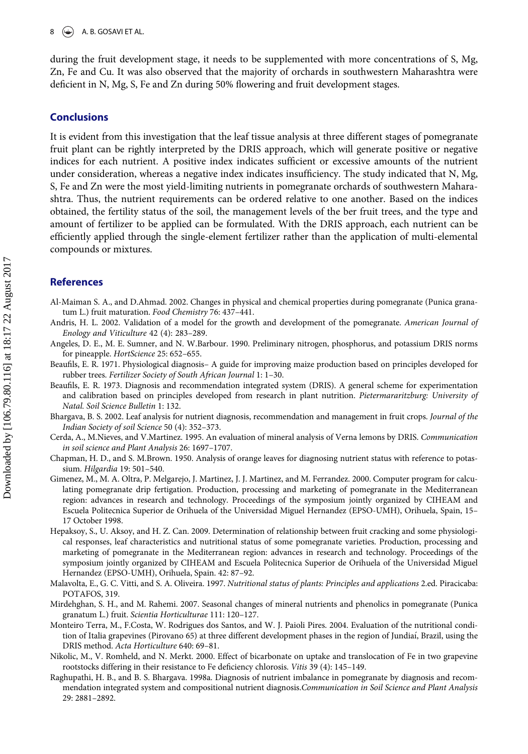during the fruit development stage, it needs to be supplemented with more concentrations of S, Mg, Zn, Fe and Cu. It was also observed that the majority of orchards in southwestern Maharashtra were deficient in N, Mg, S, Fe and Zn during 50% flowering and fruit development stages.

## Conclusions

It is evident from this investigation that the leaf tissue analysis at three different stages of pomegranate fruit plant can be rightly interpreted by the DRIS approach, which will generate positive or negative indices for each nutrient. A positive index indicates sufficient or excessive amounts of the nutrient under consideration, whereas a negative index indicates insufficiency. The study indicated that N, Mg, S, Fe and Zn were the most yield-limiting nutrients in pomegranate orchards of southwestern Maharashtra. Thus, the nutrient requirements can be ordered relative to one another. Based on the indices obtained, the fertility status of the soil, the management levels of the ber fruit trees, and the type and amount of fertilizer to be applied can be formulated. With the DRIS approach, each nutrient can be efficiently applied through the single-element fertilizer rather than the application of multi-elemental compounds or mixtures.

## References

Al-Maiman S. A., and D.Ahmad. 2002. Changes in physical and chemical properties during pomegranate (Punica granatum L.) fruit maturation. *Food Chemistry* 76: 437–441.

Andris, H. L. 2002. Validation of a model for the growth and development of the pomegranate. *American Journal of Enology and Viticulture* 42 (4): 283–289.

Angeles, D. E., M. E. Sumner, and N. W.Barbour. 1990. Preliminary nitrogen, phosphorus, and potassium DRIS norms for pineapple. *HortScience* 25: 652–655.

Beaufils, E. R. 1971. Physiological diagnosis– A guide for improving maize production based on principles developed for rubber trees. *Fertilizer Society of South African Journal* 1: 1–30.

Beaufils, E. R. 1973. Diagnosis and recommendation integrated system (DRIS). A general scheme for experimentation and calibration based on principles developed from research in plant nutrition. *Pietermararitzburg: University of Natal. Soil Science Bulletin* 1: 132.

Bhargava, B. S. 2002. Leaf analysis for nutrient diagnosis, recommendation and management in fruit crops. *Journal of the Indian Society of soil Science* 50 (4): 352–373.

Cerda, A., M.Nieves, and V.Martinez. 1995. An evaluation of mineral analysis of Verna lemons by DRIS. *Communication in soil science and Plant Analysis* 26: 1697–1707.

Chapman, H. D., and S. M.Brown. 1950. Analysis of orange leaves for diagnosing nutrient status with reference to potassium. *Hilgardia* 19: 501–540.

Gimenez, M., M. A. Oltra, P. Melgarejo, J. Martinez, J. J. Martinez, and M. Ferrandez. 2000. Computer program for calculating pomegranate drip fertigation. Production, processing and marketing of pomegranate in the Mediterranean region: advances in research and technology. Proceedings of the symposium jointly organized by CIHEAM and Escuela Politecnica Superior de Orihuela of the Universidad Miguel Hernandez (EPSO-UMH), Orihuela, Spain, 15–17 October 1998.

Hepaksoy, S., U. Aksoy, and H. Z. Can. 2009. Determination of relationship between fruit cracking and some physiological responses, leaf characteristics and nutritional status of some pomegranate varieties. Production, processing and marketing of pomegranate in the Mediterranean region: advances in research and technology. Proceedings of the symposium jointly organized by CIHEAM and Escuela Politecnica Superior de Orihuela of the Universidad Miguel Hernandez (EPSO-UMH), Orihuela, Spain. 42: 87–92.

Malavolta, E., G. C. Vitti, and S. A. Oliveira. 1997. *Nutritional status of plants: Principles and applications* 2.ed. Piracicaba: POTAFOS, 319.

Mirdehghan, S. H., and M. Rahemi. 2007. Seasonal changes of mineral nutrients and phenolics in pomegranate (Punica granatum L.) fruit. *Scientia Horticulturae* 111: 120–127.

Monteiro Terra, M., F.Costa, W. Rodrigues dos Santos, and W. J. Paioli Pires. 2004. Evaluation of the nutritional condition of Italia grapevines (Pirovano 65) at three different development phases in the region of Jundiaí, Brazil, using the DRIS method. *Acta Horticulture* 640: 69–81.

Nikolic, M., V. Romheld, and N. Merkt. 2000. Effect of bicarbonate on uptake and translocation of Fe in two grapevine rootstocks differing in their resistance to Fe deficiency chlorosis. *Vitis* 39 (4): 145–149.

Raghupathi, H. B., and B. S. Bhargava. 1998a. Diagnosis of nutrient imbalance in pomegranate by diagnosis and recommendation integrated system and compositional nutrient diagnosis.*Communication in Soil Science and Plant Analysis* 29: 2881–2892.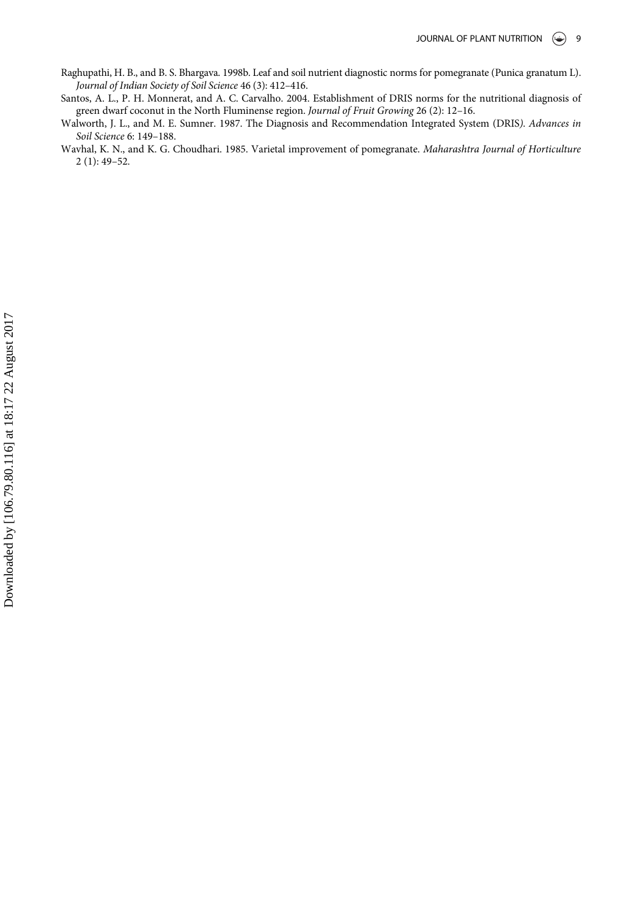Raghupathi, H. B., and B. S. Bhargava. 1998b. Leaf and soil nutrient diagnostic norms for pomegranate (Punica granatum L). *Journal of Indian Society of Soil Science* 46 (3): 412–416.

Santos, A. L., P. H. Monnerat, and A. C. Carvalho. 2004. Establishment of DRIS norms for the nutritional diagnosis of green dwarf coconut in the North Fluminense region. *Journal of Fruit Growing* 26 (2): 12–16.

Walworth, J. L., and M. E. Sumner. 1987. The Diagnosis and Recommendation Integrated System (DRIS). *Advances in Soil Science* 6: 149–188.

Wavhal, K. N., and K. G. Choudhari. 1985. Varietal improvement of pomegranate. *Maharashtra Journal of Horticulture* 2 (1): 49–52.